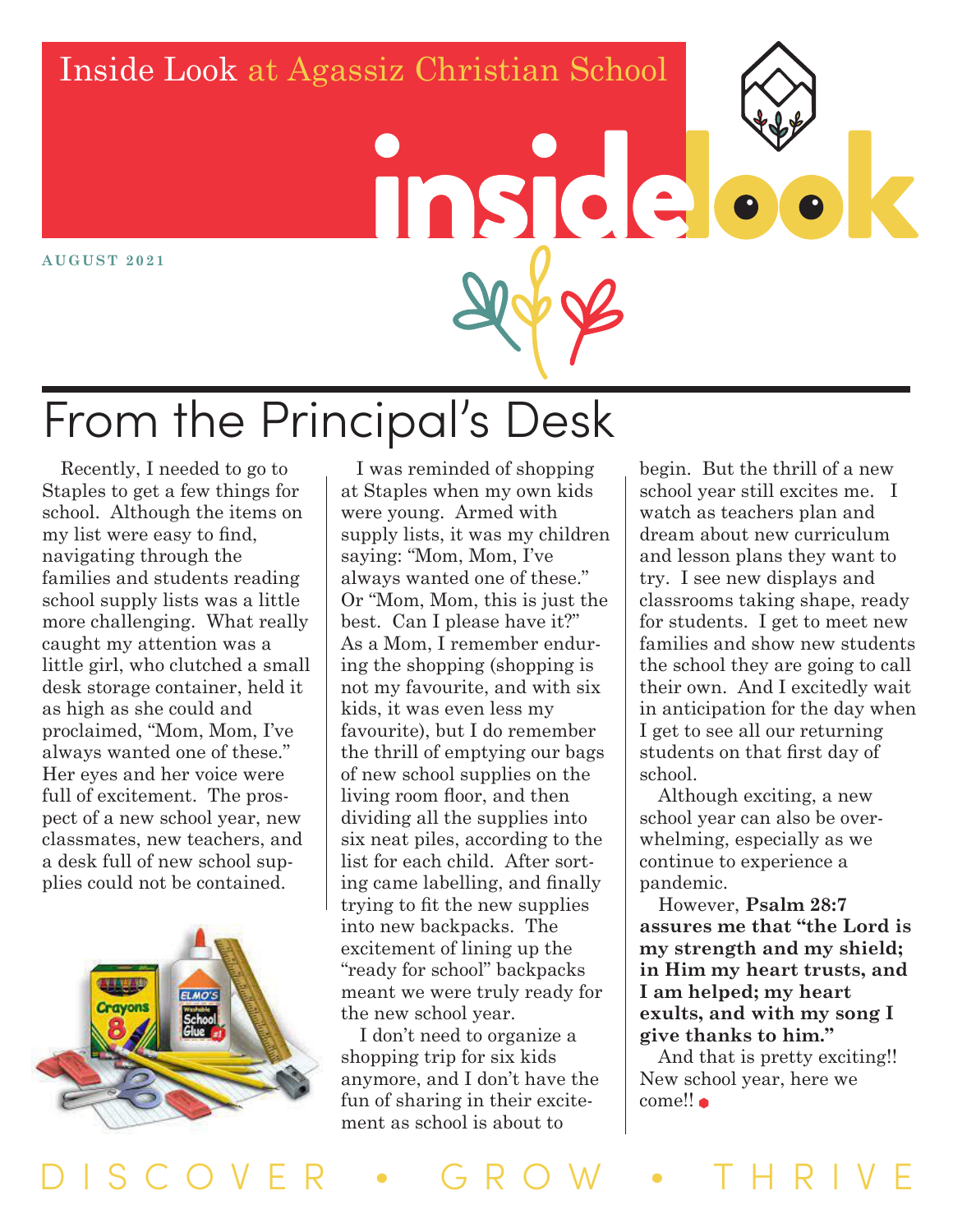Inside Look at Agassiz Christian School

# insidelook

**AUGUST 2021**

## From the Principal's Desk

Recently, I needed to go to Staples to get a few things for school. Although the items on my list were easy to find, navigating through the families and students reading school supply lists was a little more challenging. What really caught my attention was a little girl, who clutched a small desk storage container, held it as high as she could and proclaimed, "Mom, Mom, I've always wanted one of these." Her eyes and her voice were full of excitement. The prospect of a new school year, new classmates, new teachers, and a desk full of new school supplies could not be contained.

I was reminded of shopping at Staples when my own kids were young. Armed with supply lists, it was my children saying: "Mom, Mom, I've always wanted one of these." Or "Mom, Mom, this is just the best. Can I please have it?" As a Mom, I remember enduring the shopping (shopping is not my favourite, and with six kids, it was even less my favourite), but I do remember the thrill of emptying our bags of new school supplies on the living room floor, and then dividing all the supplies into six neat piles, according to the list for each child. After sorting came labelling, and finally trying to fit the new supplies into new backpacks. The excitement of lining up the "ready for school" backpacks meant we were truly ready for the new school year.

I don't need to organize a shopping trip for six kids anymore, and I don't have the fun of sharing in their excitement as school is about to begin. But the thrill of a new school year still excites me. I watch as teachers plan and dream about new curriculum and lesson plans they want to try. I see new displays and classrooms taking shape, ready for students. I get to meet new families and show new students the school they are going to call their own. And I excitedly wait in anticipation for the day when I get to see all our returning students on that first day of school.

Although exciting, a new school year can also be overwhelming, especially as we continue to experience a pandemic.

However, **Psalm 28:7 assures me that "the Lord is my strength and my shield; in Him my heart trusts, and I am helped; my heart exults, and with my song I give thanks to him."**

And that is pretty exciting!! New school year, here we come!!

DISCOVER • GROW • THRIVE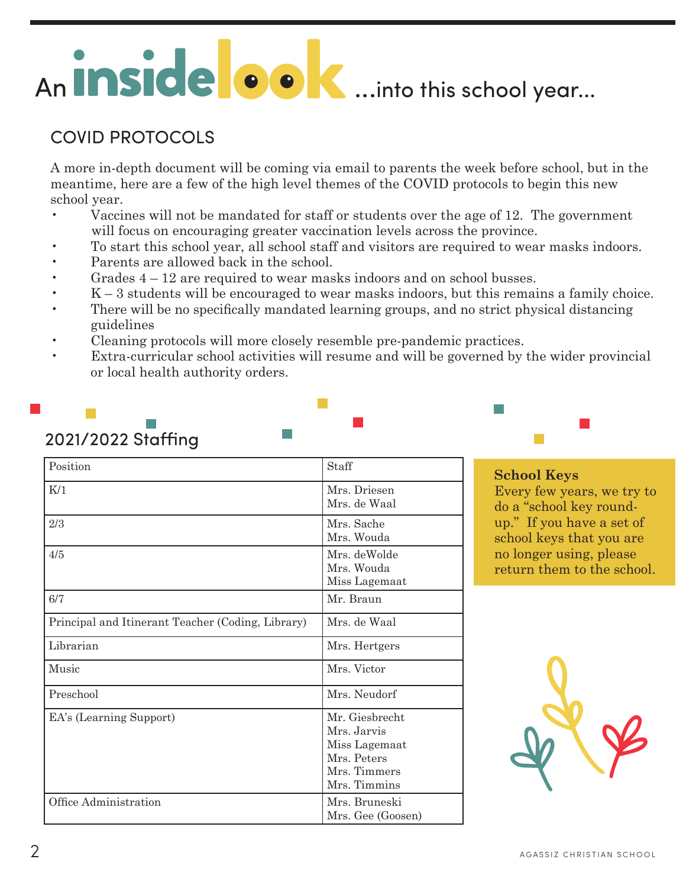# An inside look …into this school year…

## COVID PROTOCOLS

A more in-depth document will be coming via email to parents the week before school, but in the meantime, here are a few of the high level themes of the COVID protocols to begin this new school year.

- Vaccines will not be mandated for staff or students over the age of 12. The government will focus on encouraging greater vaccination levels across the province.
- To start this school year, all school staff and visitors are required to wear masks indoors.
- Parents are allowed back in the school.
- Grades 4 – 12 are required to wear masks indoors and on school busses.
- K – 3 students will be encouraged to wear masks indoors, but this remains a family choice.
- There will be no specifically mandated learning groups, and no strict physical distancing guidelines
- Cleaning protocols will more closely resemble pre-pandemic practices.
- Extra-curricular school activities will resume and will be governed by the wider provincial or local health authority orders.

## 2021/2022 Staffing

| Position | Staff |
|---|---|
| K/1 | Mrs. Driesen<br>Mrs. de Waal |
| 2/3 | Mrs. Sache<br>Mrs. Wouda |
| 4/5 | Mrs. deWolde<br>Mrs. Wouda<br>Miss Lagemaat |
| 6/7 | Mr. Braun |
| Principal and Itinerant Teacher (Coding, Library) | Mrs. de Waal |
| Librarian | Mrs. Hertgers |
| Music | Mrs. Victor |
| Preschool | Mrs. Neudorf |
| EA's (Learning Support) | Mr. Giesbrecht<br>Mrs. Jarvis<br>Miss Lagemaat<br>Mrs. Peters<br>Mrs. Timmers<br>Mrs. Timmins |
| Office Administration | Mrs. Bruneski<br>Mrs. Gee (Goosen) |

**School Keys**
Every few years, we try to do a "school key round-up." If you have a set of school keys that you are no longer using, please return them to the school.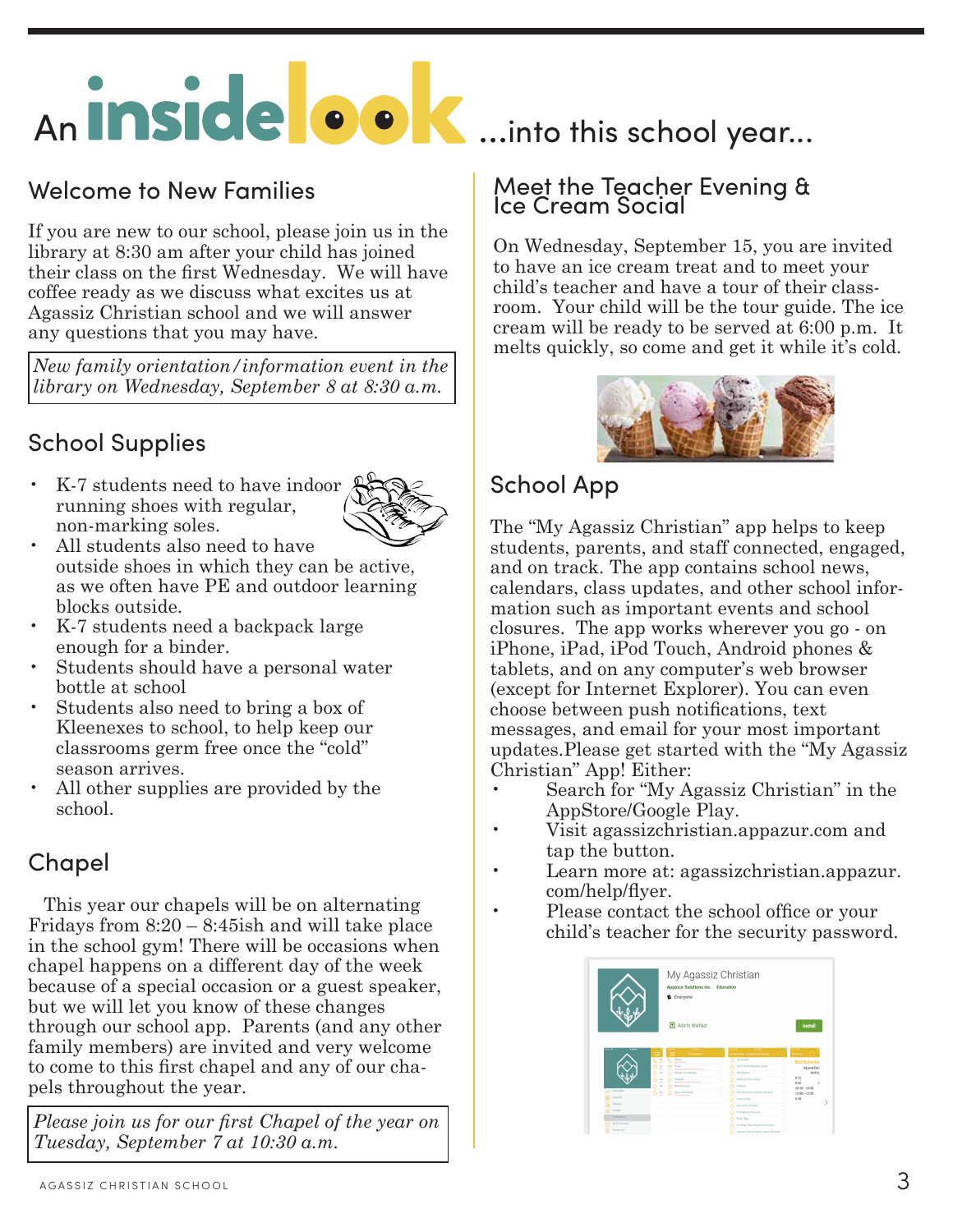# An insidelook ...into this school year...

## Welcome to New Families

If you are new to our school, please join us in the library at 8:30 am after your child has joined their class on the first Wednesday. We will have coffee ready as we discuss what excites us at Agassiz Christian school and we will answer any questions that you may have.

*New family orientation/information event in the library on Wednesday, September 8 at 8:30 a.m.*

## School Supplies

- K-7 students need to have indoor running shoes with regular, non-marking soles.
- All students also need to have outside shoes in which they can be active, as we often have PE and outdoor learning blocks outside.
- K-7 students need a backpack large enough for a binder.
- Students should have a personal water bottle at school
- Students also need to bring a box of Kleenexes to school, to help keep our classrooms germ free once the "cold" season arrives.
- All other supplies are provided by the school.

## Chapel

This year our chapels will be on alternating Fridays from 8:20 – 8:45ish and will take place in the school gym! There will be occasions when chapel happens on a different day of the week because of a special occasion or a guest speaker, but we will let you know of these changes through our school app. Parents (and any other family members) are invited and very welcome to come to this first chapel and any of our chapels throughout the year.

*Please join us for our first Chapel of the year on Tuesday, September 7 at 10:30 a.m.*

## Meet the Teacher Evening & Ice Cream Social

On Wednesday, September 15, you are invited to have an ice cream treat and to meet your child's teacher and have a tour of their classroom. Your child will be the tour guide. The ice cream will be ready to be served at 6:00 p.m. It melts quickly, so come and get it while it's cold.

## School App

The "My Agassiz Christian" app helps to keep students, parents, and staff connected, engaged, and on track. The app contains school news, calendars, class updates, and other school information such as important events and school closures. The app works wherever you go - on iPhone, iPad, iPod Touch, Android phones & tablets, and on any computer's web browser (except for Internet Explorer). You can even choose between push notifications, text messages, and email for your most important updates.Please get started with the "My Agassiz Christian" App! Either:

- Search for "My Agassiz Christian" in the AppStore/Google Play.
- Visit agassizchristian.appazur.com and tap the button.
- Learn more at: agassizchristian.appazur.com/help/flyer.
- Please contact the school office or your child's teacher for the security password.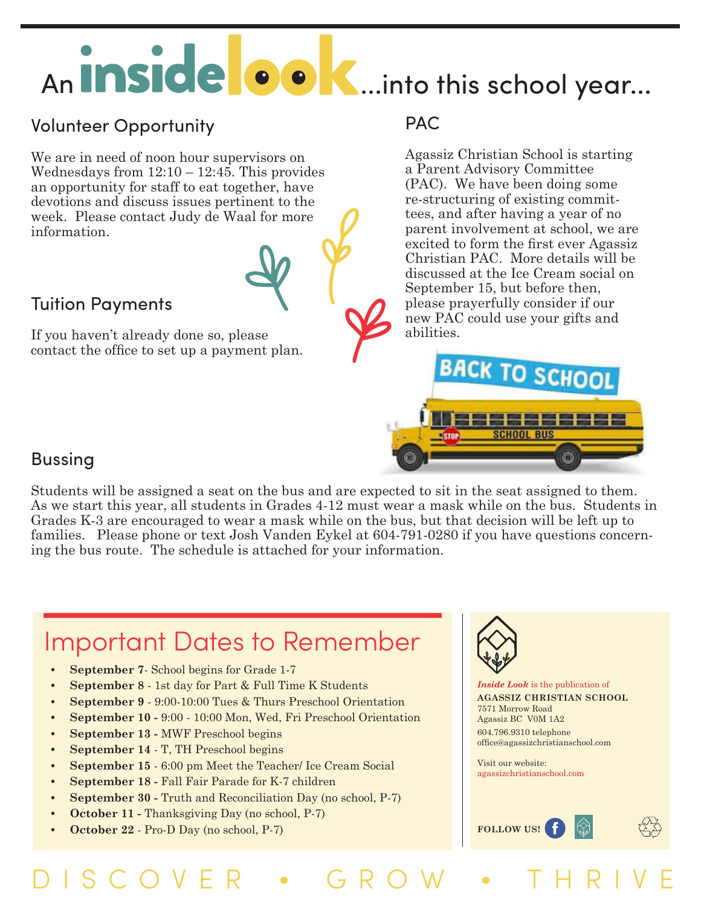# An inside look ...into this school year...

## Volunteer Opportunity

We are in need of noon hour supervisors on Wednesdays from 12:10 – 12:45. This provides an opportunity for staff to eat together, have devotions and discuss issues pertinent to the week. Please contact Judy de Waal for more information.

## Tuition Payments

If you haven't already done so, please contact the office to set up a payment plan.

## PAC

Agassiz Christian School is starting a Parent Advisory Committee (PAC). We have been doing some re-structuring of existing committees, and after having a year of no parent involvement at school, we are excited to form the first ever Agassiz Christian PAC. More details will be discussed at the Ice Cream social on September 15, but before then, please prayerfully consider if our new PAC could use your gifts and abilities.

## Bussing

Students will be assigned a seat on the bus and are expected to sit in the seat assigned to them. As we start this year, all students in Grades 4-12 must wear a mask while on the bus. Students in Grades K-3 are encouraged to wear a mask while on the bus, but that decision will be left up to families. Please phone or text Josh Vanden Eykel at 604-791-0280 if you have questions concerning the bus route. The schedule is attached for your information.

## Important Dates to Remember

- **September 7**- School begins for Grade 1-7
- **September 8** - 1st day for Part & Full Time K Students
- **September 9** - 9:00-10:00 Tues & Thurs Preschool Orientation
- **September 10 -** 9:00 - 10:00 Mon, Wed, Fri Preschool Orientation
- **September 13 -** MWF Preschool begins
- **September 14** - T, TH Preschool begins
- **September 15** - 6:00 pm Meet the Teacher/ Ice Cream Social
- **September 18 -** Fall Fair Parade for K-7 children
- **September 30 -** Truth and Reconciliation Day (no school, P-7)
- **October 11 -** Thanksgiving Day (no school, P-7)
- **October 22** - Pro-D Day (no school, P-7)

*Inside Look* is the publication of
**AGASSIZ CHRISTIAN SCHOOL**
7571 Morrow Road
Agassiz BC V0M 1A2
604.796.9310 telephone
office@agassizchristianschool.com

Visit our website:
agassizchristianschool.com

**FOLLOW US!**

DISCOVER • GROW • THRIVE